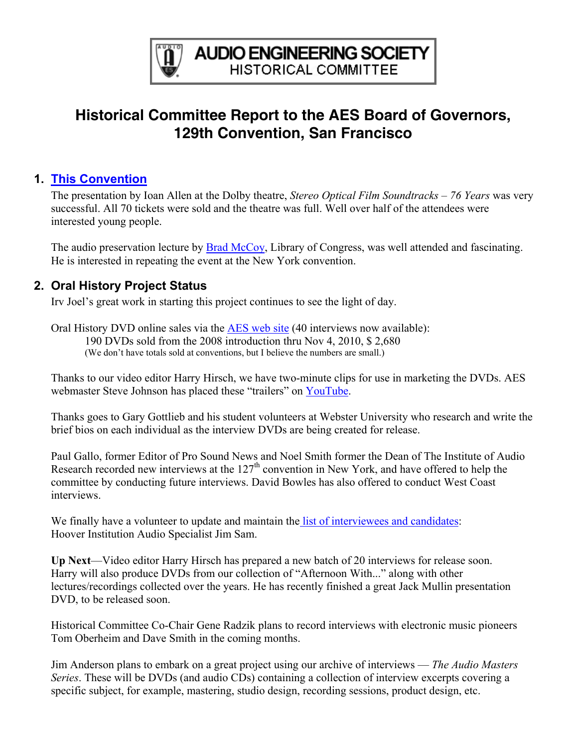**AUDIO ENGINEERING SOCIETY**
HISTORICAL COMMITTEE

# Historical Committee Report to the AES Board of Governors, 129th Convention, San Francisco

## 1. This Convention

The presentation by Ioan Allen at the Dolby theatre, *Stereo Optical Film Soundtracks – 76 Years* was very successful. All 70 tickets were sold and the theatre was full. Well over half of the attendees were interested young people.

The audio preservation lecture by Brad McCoy, Library of Congress, was well attended and fascinating. He is interested in repeating the event at the New York convention.

## 2. Oral History Project Status

Irv Joel's great work in starting this project continues to see the light of day.

Oral History DVD online sales via the AES web site (40 interviews now available):

190 DVDs sold from the 2008 introduction thru Nov 4, 2010, $ 2,680
(We don't have totals sold at conventions, but I believe the numbers are small.)

Thanks to our video editor Harry Hirsch, we have two-minute clips for use in marketing the DVDs. AES webmaster Steve Johnson has placed these "trailers" on YouTube.

Thanks goes to Gary Gottlieb and his student volunteers at Webster University who research and write the brief bios on each individual as the interview DVDs are being created for release.

Paul Gallo, former Editor of Pro Sound News and Noel Smith former the Dean of The Institute of Audio Research recorded new interviews at the 127th convention in New York, and have offered to help the committee by conducting future interviews. David Bowles has also offered to conduct West Coast interviews.

We finally have a volunteer to update and maintain the list of interviewees and candidates: Hoover Institution Audio Specialist Jim Sam.

**Up Next**—Video editor Harry Hirsch has prepared a new batch of 20 interviews for release soon. Harry will also produce DVDs from our collection of "Afternoon With..." along with other lectures/recordings collected over the years. He has recently finished a great Jack Mullin presentation DVD, to be released soon.

Historical Committee Co-Chair Gene Radzik plans to record interviews with electronic music pioneers Tom Oberheim and Dave Smith in the coming months.

Jim Anderson plans to embark on a great project using our archive of interviews — *The Audio Masters Series*. These will be DVDs (and audio CDs) containing a collection of interview excerpts covering a specific subject, for example, mastering, studio design, recording sessions, product design, etc.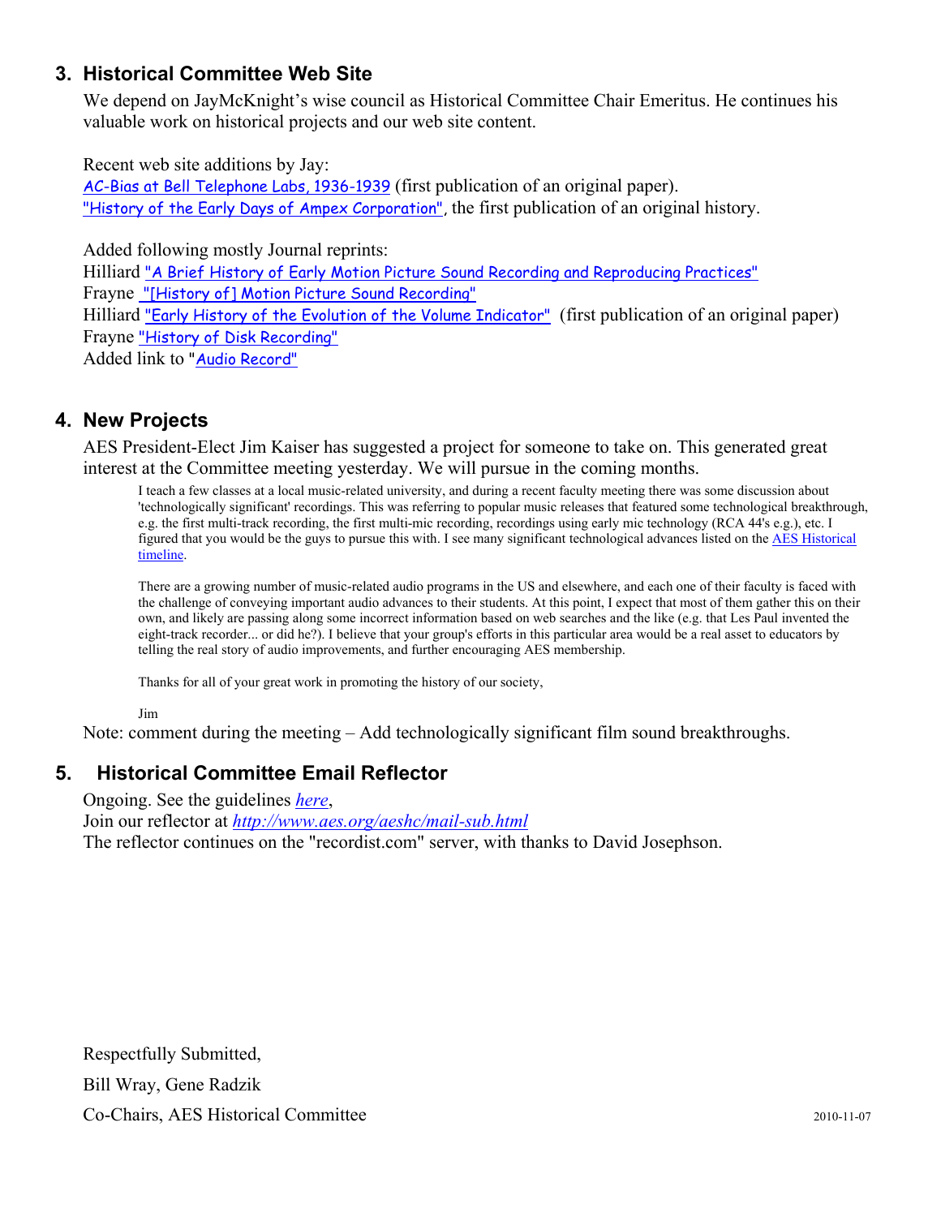## 3. Historical Committee Web Site

We depend on JayMcKnight's wise council as Historical Committee Chair Emeritus. He continues his valuable work on historical projects and our web site content.

Recent web site additions by Jay:
AC-Bias at Bell Telephone Labs, 1936-1939 (first publication of an original paper).
"History of the Early Days of Ampex Corporation", the first publication of an original history.

Added following mostly Journal reprints:
Hilliard "A Brief History of Early Motion Picture Sound Recording and Reproducing Practices"
Frayne "[History of] Motion Picture Sound Recording"
Hilliard "Early History of the Evolution of the Volume Indicator" (first publication of an original paper)
Frayne "History of Disk Recording"
Added link to "Audio Record"

## 4. New Projects

AES President-Elect Jim Kaiser has suggested a project for someone to take on. This generated great interest at the Committee meeting yesterday. We will pursue in the coming months.

> I teach a few classes at a local music-related university, and during a recent faculty meeting there was some discussion about 'technologically significant' recordings. This was referring to popular music releases that featured some technological breakthrough, e.g. the first multi-track recording, the first multi-mic recording, recordings using early mic technology (RCA 44's e.g.), etc. I figured that you would be the guys to pursue this with. I see many significant technological advances listed on the AES Historical timeline.
>
> There are a growing number of music-related audio programs in the US and elsewhere, and each one of their faculty is faced with the challenge of conveying important audio advances to their students. At this point, I expect that most of them gather this on their own, and likely are passing along some incorrect information based on web searches and the like (e.g. that Les Paul invented the eight-track recorder... or did he?). I believe that your group's efforts in this particular area would be a real asset to educators by telling the real story of audio improvements, and further encouraging AES membership.
>
> Thanks for all of your great work in promoting the history of our society,
>
> Jim

Note: comment during the meeting – Add technologically significant film sound breakthroughs.

## 5. Historical Committee Email Reflector

Ongoing. See the guidelines *here*,
Join our reflector at *http://www.aes.org/aeshc/mail-sub.html*
The reflector continues on the "recordist.com" server, with thanks to David Josephson.

Respectfully Submitted,

Bill Wray, Gene Radzik

Co-Chairs, AES Historical Committee

2010-11-07